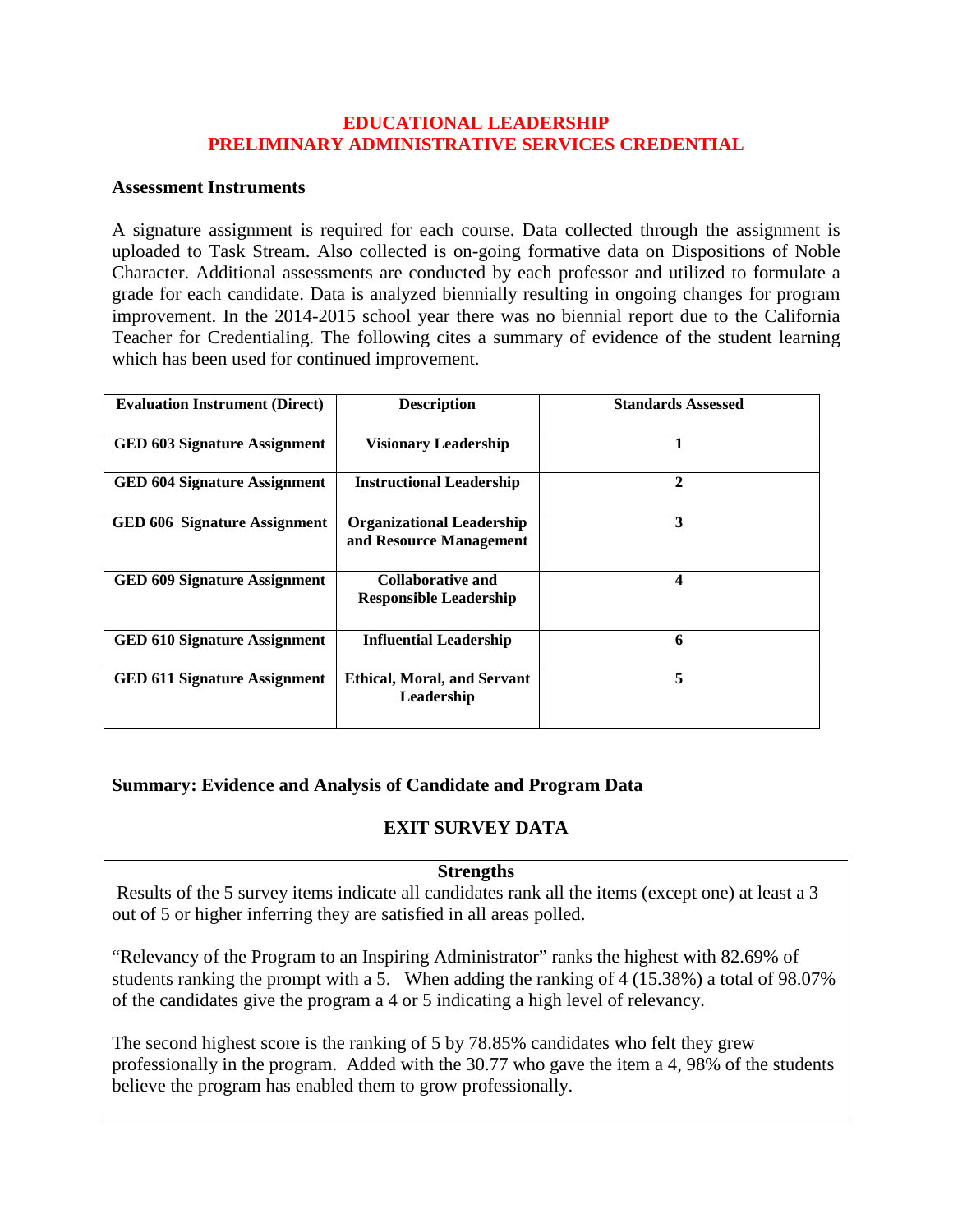# EDUCATIONAL LEADERSHIP
# PRELIMINARY ADMINISTRATIVE SERVICES CREDENTIAL

## Assessment Instruments

A signature assignment is required for each course. Data collected through the assignment is uploaded to Task Stream. Also collected is on-going formative data on Dispositions of Noble Character. Additional assessments are conducted by each professor and utilized to formulate a grade for each candidate. Data is analyzed biennially resulting in ongoing changes for program improvement. In the 2014-2015 school year there was no biennial report due to the California Teacher for Credentialing. The following cites a summary of evidence of the student learning which has been used for continued improvement.

| Evaluation Instrument (Direct) | Description | Standards Assessed |
|---|---|---|
| **GED 603 Signature Assignment** | **Visionary Leadership** | **1** |
| **GED 604 Signature Assignment** | **Instructional Leadership** | **2** |
| **GED 606 Signature Assignment** | **Organizational Leadership and Resource Management** | **3** |
| **GED 609 Signature Assignment** | **Collaborative and Responsible Leadership** | **4** |
| **GED 610 Signature Assignment** | **Influential Leadership** | **6** |
| **GED 611 Signature Assignment** | **Ethical, Moral, and Servant Leadership** | **5** |

## Summary: Evidence and Analysis of Candidate and Program Data

### EXIT SURVEY DATA

**Strengths**

Results of the 5 survey items indicate all candidates rank all the items (except one) at least a 3 out of 5 or higher inferring they are satisfied in all areas polled.

"Relevancy of the Program to an Inspiring Administrator" ranks the highest with 82.69% of students ranking the prompt with a 5. When adding the ranking of 4 (15.38%) a total of 98.07% of the candidates give the program a 4 or 5 indicating a high level of relevancy.

The second highest score is the ranking of 5 by 78.85% candidates who felt they grew professionally in the program. Added with the 30.77 who gave the item a 4, 98% of the students believe the program has enabled them to grow professionally.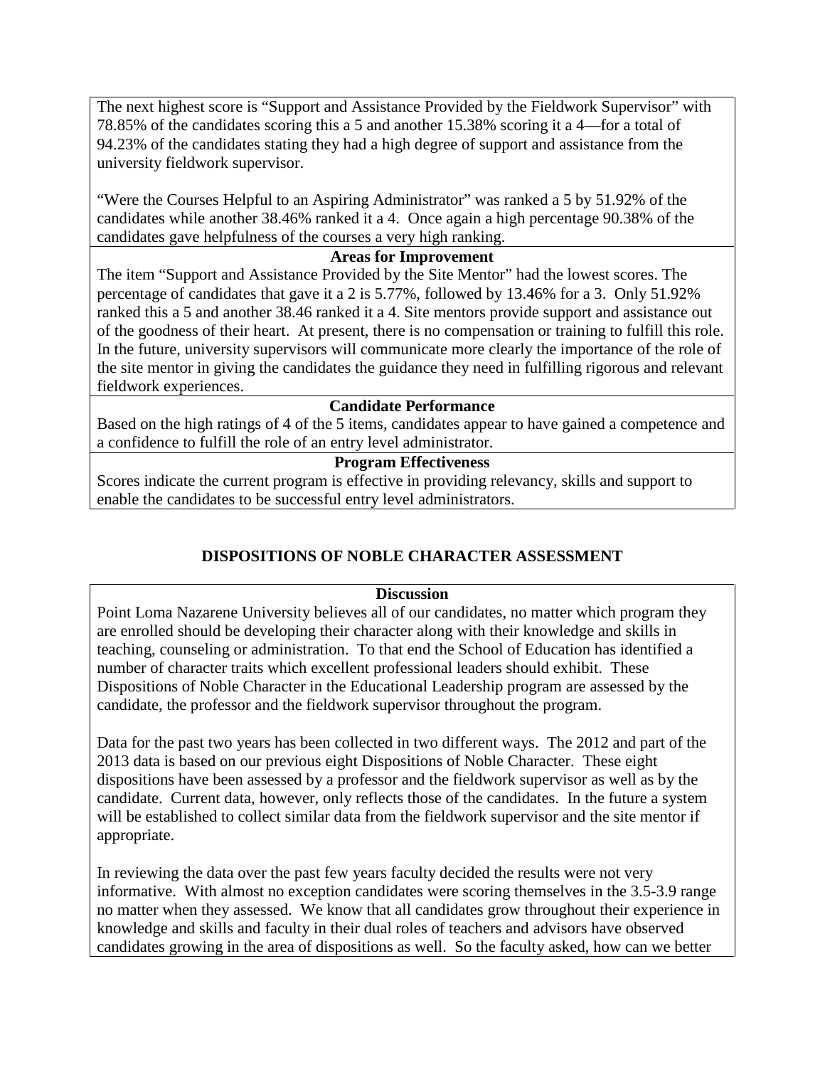The next highest score is "Support and Assistance Provided by the Fieldwork Supervisor" with 78.85% of the candidates scoring this a 5 and another 15.38% scoring it a 4—for a total of 94.23% of the candidates stating they had a high degree of support and assistance from the university fieldwork supervisor.

"Were the Courses Helpful to an Aspiring Administrator" was ranked a 5 by 51.92% of the candidates while another 38.46% ranked it a 4. Once again a high percentage 90.38% of the candidates gave helpfulness of the courses a very high ranking.

**Areas for Improvement**

The item "Support and Assistance Provided by the Site Mentor" had the lowest scores. The percentage of candidates that gave it a 2 is 5.77%, followed by 13.46% for a 3. Only 51.92% ranked this a 5 and another 38.46 ranked it a 4. Site mentors provide support and assistance out of the goodness of their heart. At present, there is no compensation or training to fulfill this role. In the future, university supervisors will communicate more clearly the importance of the role of the site mentor in giving the candidates the guidance they need in fulfilling rigorous and relevant fieldwork experiences.

**Candidate Performance**

Based on the high ratings of 4 of the 5 items, candidates appear to have gained a competence and a confidence to fulfill the role of an entry level administrator.

**Program Effectiveness**

Scores indicate the current program is effective in providing relevancy, skills and support to enable the candidates to be successful entry level administrators.

## DISPOSITIONS OF NOBLE CHARACTER ASSESSMENT

**Discussion**

Point Loma Nazarene University believes all of our candidates, no matter which program they are enrolled should be developing their character along with their knowledge and skills in teaching, counseling or administration. To that end the School of Education has identified a number of character traits which excellent professional leaders should exhibit. These Dispositions of Noble Character in the Educational Leadership program are assessed by the candidate, the professor and the fieldwork supervisor throughout the program.

Data for the past two years has been collected in two different ways. The 2012 and part of the 2013 data is based on our previous eight Dispositions of Noble Character. These eight dispositions have been assessed by a professor and the fieldwork supervisor as well as by the candidate. Current data, however, only reflects those of the candidates. In the future a system will be established to collect similar data from the fieldwork supervisor and the site mentor if appropriate.

In reviewing the data over the past few years faculty decided the results were not very informative. With almost no exception candidates were scoring themselves in the 3.5-3.9 range no matter when they assessed. We know that all candidates grow throughout their experience in knowledge and skills and faculty in their dual roles of teachers and advisors have observed candidates growing in the area of dispositions as well. So the faculty asked, how can we better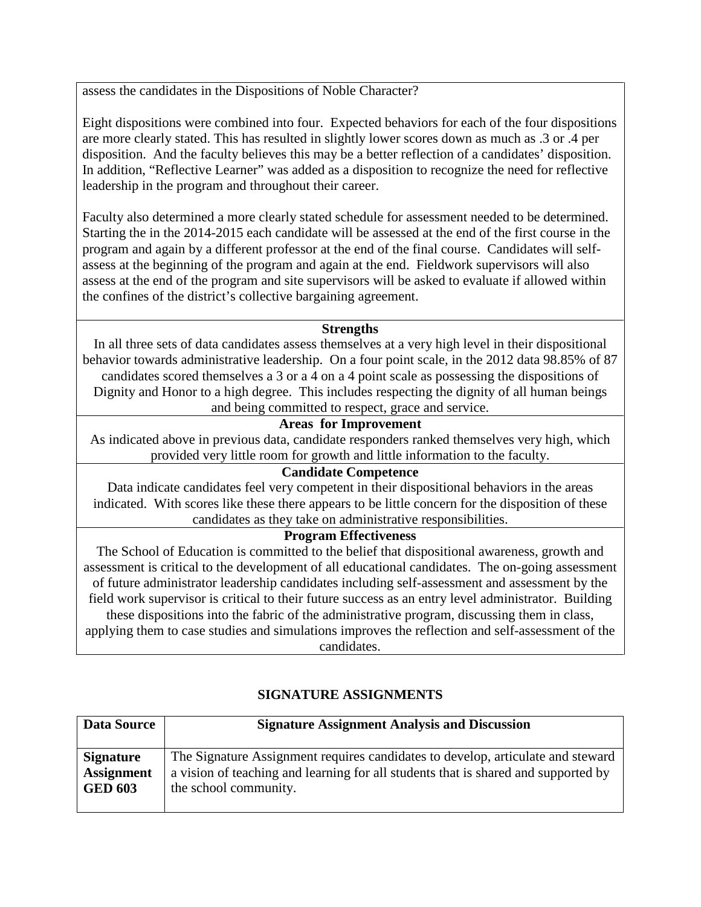assess the candidates in the Dispositions of Noble Character?

Eight dispositions were combined into four. Expected behaviors for each of the four dispositions are more clearly stated. This has resulted in slightly lower scores down as much as .3 or .4 per disposition. And the faculty believes this may be a better reflection of a candidates' disposition. In addition, "Reflective Learner" was added as a disposition to recognize the need for reflective leadership in the program and throughout their career.

Faculty also determined a more clearly stated schedule for assessment needed to be determined. Starting the in the 2014-2015 each candidate will be assessed at the end of the first course in the program and again by a different professor at the end of the final course. Candidates will self-assess at the beginning of the program and again at the end. Fieldwork supervisors will also assess at the end of the program and site supervisors will be asked to evaluate if allowed within the confines of the district's collective bargaining agreement.

**Strengths**

In all three sets of data candidates assess themselves at a very high level in their dispositional behavior towards administrative leadership. On a four point scale, in the 2012 data 98.85% of 87 candidates scored themselves a 3 or a 4 on a 4 point scale as possessing the dispositions of Dignity and Honor to a high degree. This includes respecting the dignity of all human beings and being committed to respect, grace and service.

**Areas for Improvement**

As indicated above in previous data, candidate responders ranked themselves very high, which provided very little room for growth and little information to the faculty.

**Candidate Competence**

Data indicate candidates feel very competent in their dispositional behaviors in the areas indicated. With scores like these there appears to be little concern for the disposition of these candidates as they take on administrative responsibilities.

**Program Effectiveness**

The School of Education is committed to the belief that dispositional awareness, growth and assessment is critical to the development of all educational candidates. The on-going assessment of future administrator leadership candidates including self-assessment and assessment by the field work supervisor is critical to their future success as an entry level administrator. Building these dispositions into the fabric of the administrative program, discussing them in class, applying them to case studies and simulations improves the reflection and self-assessment of the candidates.

## SIGNATURE ASSIGNMENTS

| Data Source | Signature Assignment Analysis and Discussion |
|---|---|
| **Signature Assignment GED 603** | The Signature Assignment requires candidates to develop, articulate and steward a vision of teaching and learning for all students that is shared and supported by the school community. |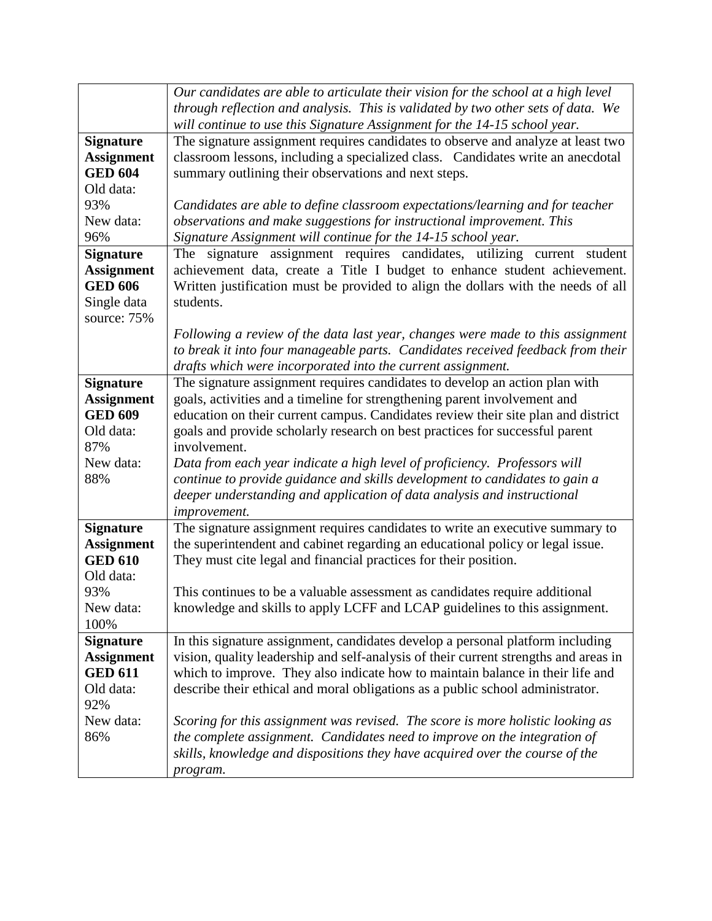| | |
|---|---|
| | *Our candidates are able to articulate their vision for the school at a high level through reflection and analysis. This is validated by two other sets of data. We will continue to use this Signature Assignment for the 14-15 school year.* |
| **Signature Assignment GED 604**<br>Old data: 93%<br>New data: 96% | The signature assignment requires candidates to observe and analyze at least two classroom lessons, including a specialized class. Candidates write an anecdotal summary outlining their observations and next steps.<br><br>*Candidates are able to define classroom expectations/learning and for teacher observations and make suggestions for instructional improvement. This Signature Assignment will continue for the 14-15 school year.* |
| **Signature Assignment GED 606**<br>Single data source: 75% | The signature assignment requires candidates, utilizing current student achievement data, create a Title I budget to enhance student achievement. Written justification must be provided to align the dollars with the needs of all students.<br><br>*Following a review of the data last year, changes were made to this assignment to break it into four manageable parts. Candidates received feedback from their drafts which were incorporated into the current assignment.* |
| **Signature Assignment GED 609**<br>Old data: 87%<br>New data: 88% | The signature assignment requires candidates to develop an action plan with goals, activities and a timeline for strengthening parent involvement and education on their current campus. Candidates review their site plan and district goals and provide scholarly research on best practices for successful parent involvement.<br>*Data from each year indicate a high level of proficiency. Professors will continue to provide guidance and skills development to candidates to gain a deeper understanding and application of data analysis and instructional improvement.* |
| **Signature Assignment GED 610**<br>Old data: 93%<br>New data: 100% | The signature assignment requires candidates to write an executive summary to the superintendent and cabinet regarding an educational policy or legal issue. They must cite legal and financial practices for their position.<br><br>This continues to be a valuable assessment as candidates require additional knowledge and skills to apply LCFF and LCAP guidelines to this assignment. |
| **Signature Assignment GED 611**<br>Old data: 92%<br>New data: 86% | In this signature assignment, candidates develop a personal platform including vision, quality leadership and self-analysis of their current strengths and areas in which to improve. They also indicate how to maintain balance in their life and describe their ethical and moral obligations as a public school administrator.<br><br>*Scoring for this assignment was revised. The score is more holistic looking as the complete assignment. Candidates need to improve on the integration of skills, knowledge and dispositions they have acquired over the course of the program.* |